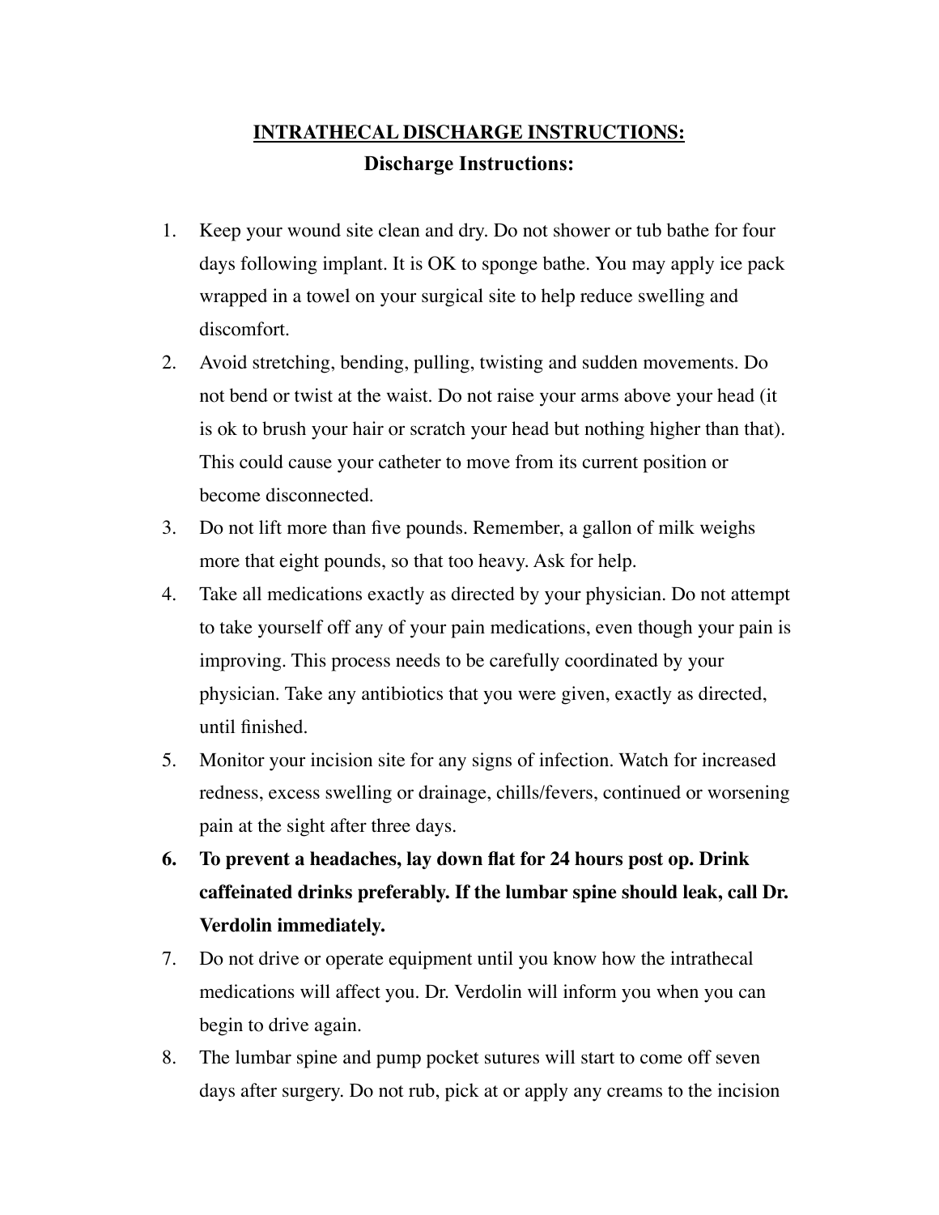# <u>INTRATHECAL DISCHARGE INSTRUCTIONS:</u>

## Discharge Instructions:

1. Keep your wound site clean and dry. Do not shower or tub bathe for four days following implant. It is OK to sponge bathe. You may apply ice pack wrapped in a towel on your surgical site to help reduce swelling and discomfort.
2. Avoid stretching, bending, pulling, twisting and sudden movements. Do not bend or twist at the waist. Do not raise your arms above your head (it is ok to brush your hair or scratch your head but nothing higher than that). This could cause your catheter to move from its current position or become disconnected.
3. Do not lift more than five pounds. Remember, a gallon of milk weighs more that eight pounds, so that too heavy. Ask for help.
4. Take all medications exactly as directed by your physician. Do not attempt to take yourself off any of your pain medications, even though your pain is improving. This process needs to be carefully coordinated by your physician. Take any antibiotics that you were given, exactly as directed, until finished.
5. Monitor your incision site for any signs of infection. Watch for increased redness, excess swelling or drainage, chills/fevers, continued or worsening pain at the sight after three days.
6. **To prevent a headaches, lay down flat for 24 hours post op. Drink caffeinated drinks preferably. If the lumbar spine should leak, call Dr. Verdolin immediately.**
7. Do not drive or operate equipment until you know how the intrathecal medications will affect you. Dr. Verdolin will inform you when you can begin to drive again.
8. The lumbar spine and pump pocket sutures will start to come off seven days after surgery. Do not rub, pick at or apply any creams to the incision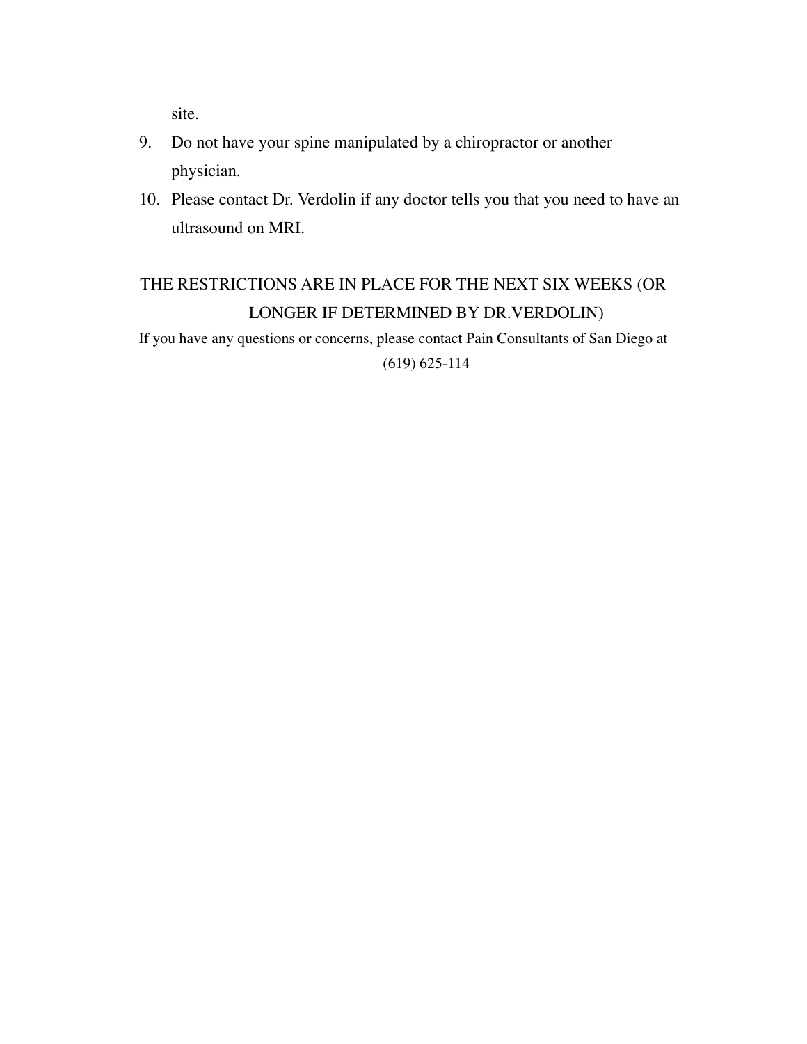site.

9. Do not have your spine manipulated by a chiropractor or another physician.
10. Please contact Dr. Verdolin if any doctor tells you that you need to have an ultrasound on MRI.

THE RESTRICTIONS ARE IN PLACE FOR THE NEXT SIX WEEKS (OR LONGER IF DETERMINED BY DR.VERDOLIN)

If you have any questions or concerns, please contact Pain Consultants of San Diego at (619) 625-114